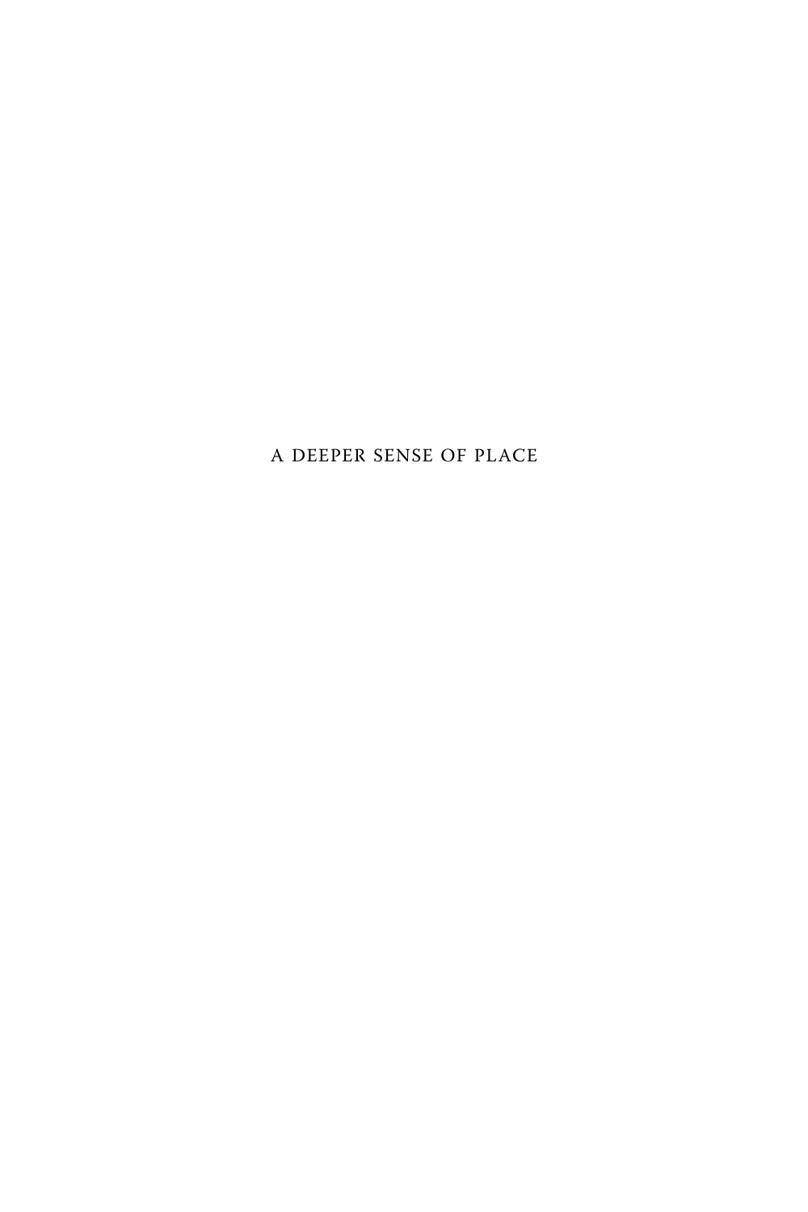# A DEEPER SENSE OF PLACE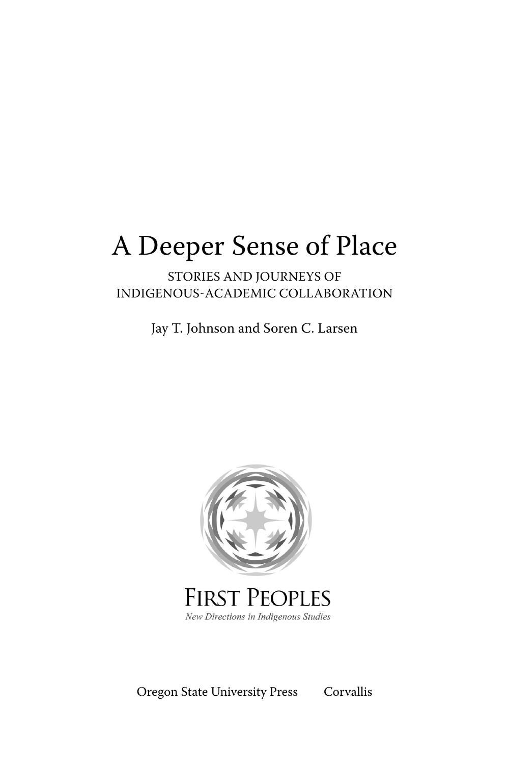# A Deeper Sense of Place

STORIES AND JOURNEYS OF INDIGENOUS-ACADEMIC COLLABORATION

Jay T. Johnson and Soren C. Larsen

FIRST PEOPLES

*New Directions in Indigenous Studies*

Oregon State University Press     Corvallis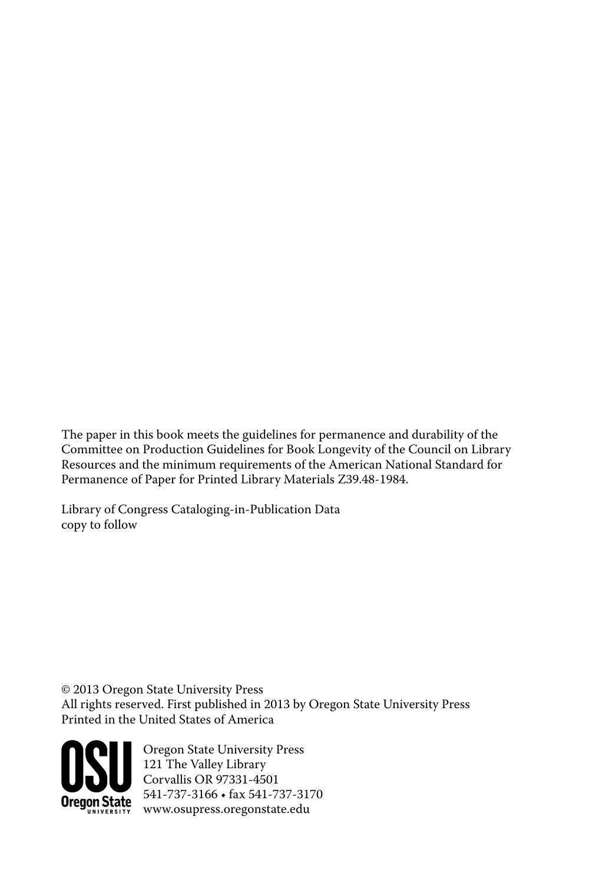The paper in this book meets the guidelines for permanence and durability of the Committee on Production Guidelines for Book Longevity of the Council on Library Resources and the minimum requirements of the American National Standard for Permanence of Paper for Printed Library Materials Z39.48-1984.

Library of Congress Cataloging-in-Publication Data
copy to follow

© 2013 Oregon State University Press
All rights reserved. First published in 2013 by Oregon State University Press
Printed in the United States of America

OSU
Oregon State
UNIVERSITY

Oregon State University Press
121 The Valley Library
Corvallis OR 97331-4501
541-737-3166 • fax 541-737-3170
www.osupress.oregonstate.edu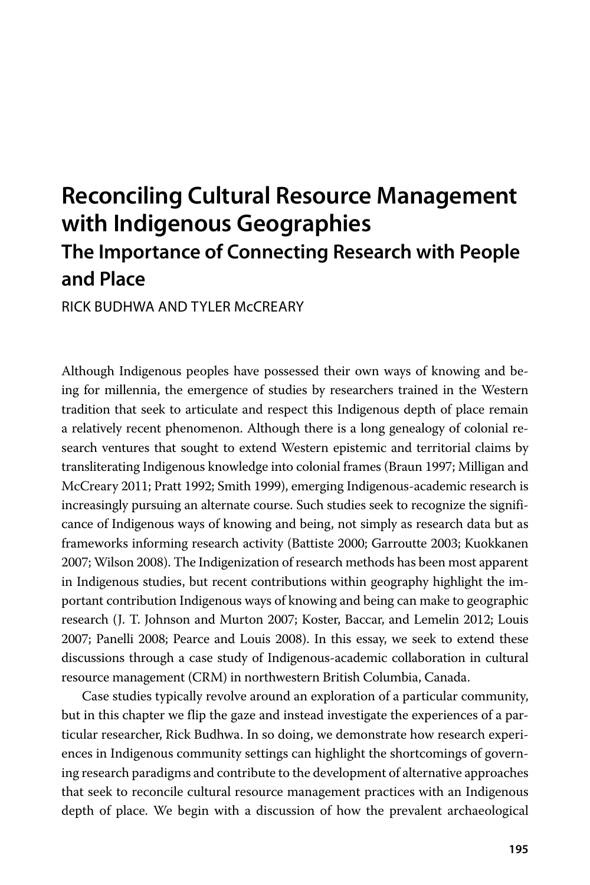# Reconciling Cultural Resource Management with Indigenous Geographies

## The Importance of Connecting Research with People and Place

RICK BUDHWA AND TYLER McCREARY

Although Indigenous peoples have possessed their own ways of knowing and being for millennia, the emergence of studies by researchers trained in the Western tradition that seek to articulate and respect this Indigenous depth of place remain a relatively recent phenomenon. Although there is a long genealogy of colonial research ventures that sought to extend Western epistemic and territorial claims by transliterating Indigenous knowledge into colonial frames (Braun 1997; Milligan and McCreary 2011; Pratt 1992; Smith 1999), emerging Indigenous-academic research is increasingly pursuing an alternate course. Such studies seek to recognize the significance of Indigenous ways of knowing and being, not simply as research data but as frameworks informing research activity (Battiste 2000; Garroutte 2003; Kuokkanen 2007; Wilson 2008). The Indigenization of research methods has been most apparent in Indigenous studies, but recent contributions within geography highlight the important contribution Indigenous ways of knowing and being can make to geographic research (J. T. Johnson and Murton 2007; Koster, Baccar, and Lemelin 2012; Louis 2007; Panelli 2008; Pearce and Louis 2008). In this essay, we seek to extend these discussions through a case study of Indigenous-academic collaboration in cultural resource management (CRM) in northwestern British Columbia, Canada.

Case studies typically revolve around an exploration of a particular community, but in this chapter we flip the gaze and instead investigate the experiences of a particular researcher, Rick Budhwa. In so doing, we demonstrate how research experiences in Indigenous community settings can highlight the shortcomings of governing research paradigms and contribute to the development of alternative approaches that seek to reconcile cultural resource management practices with an Indigenous depth of place. We begin with a discussion of how the prevalent archaeological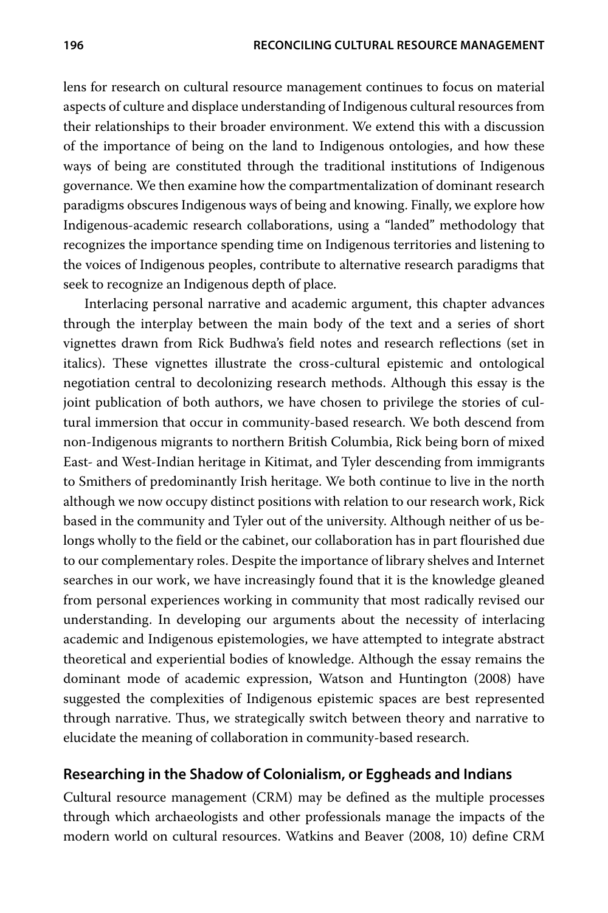lens for research on cultural resource management continues to focus on material aspects of culture and displace understanding of Indigenous cultural resources from their relationships to their broader environment. We extend this with a discussion of the importance of being on the land to Indigenous ontologies, and how these ways of being are constituted through the traditional institutions of Indigenous governance. We then examine how the compartmentalization of dominant research paradigms obscures Indigenous ways of being and knowing. Finally, we explore how Indigenous-academic research collaborations, using a "landed" methodology that recognizes the importance spending time on Indigenous territories and listening to the voices of Indigenous peoples, contribute to alternative research paradigms that seek to recognize an Indigenous depth of place.

Interlacing personal narrative and academic argument, this chapter advances through the interplay between the main body of the text and a series of short vignettes drawn from Rick Budhwa's field notes and research reflections (set in italics). These vignettes illustrate the cross-cultural epistemic and ontological negotiation central to decolonizing research methods. Although this essay is the joint publication of both authors, we have chosen to privilege the stories of cultural immersion that occur in community-based research. We both descend from non-Indigenous migrants to northern British Columbia, Rick being born of mixed East- and West-Indian heritage in Kitimat, and Tyler descending from immigrants to Smithers of predominantly Irish heritage. We both continue to live in the north although we now occupy distinct positions with relation to our research work, Rick based in the community and Tyler out of the university. Although neither of us belongs wholly to the field or the cabinet, our collaboration has in part flourished due to our complementary roles. Despite the importance of library shelves and Internet searches in our work, we have increasingly found that it is the knowledge gleaned from personal experiences working in community that most radically revised our understanding. In developing our arguments about the necessity of interlacing academic and Indigenous epistemologies, we have attempted to integrate abstract theoretical and experiential bodies of knowledge. Although the essay remains the dominant mode of academic expression, Watson and Huntington (2008) have suggested the complexities of Indigenous epistemic spaces are best represented through narrative. Thus, we strategically switch between theory and narrative to elucidate the meaning of collaboration in community-based research.

## Researching in the Shadow of Colonialism, or Eggheads and Indians

Cultural resource management (CRM) may be defined as the multiple processes through which archaeologists and other professionals manage the impacts of the modern world on cultural resources. Watkins and Beaver (2008, 10) define CRM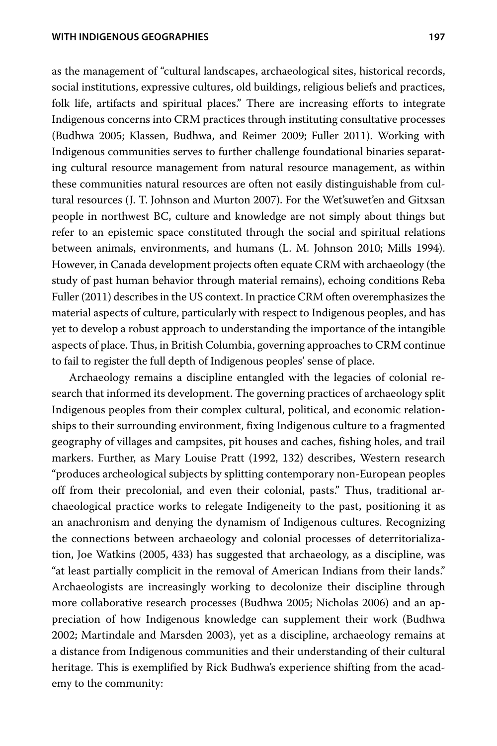as the management of "cultural landscapes, archaeological sites, historical records, social institutions, expressive cultures, old buildings, religious beliefs and practices, folk life, artifacts and spiritual places." There are increasing efforts to integrate Indigenous concerns into CRM practices through instituting consultative processes (Budhwa 2005; Klassen, Budhwa, and Reimer 2009; Fuller 2011). Working with Indigenous communities serves to further challenge foundational binaries separating cultural resource management from natural resource management, as within these communities natural resources are often not easily distinguishable from cultural resources (J. T. Johnson and Murton 2007). For the Wet'suwet'en and Gitxsan people in northwest BC, culture and knowledge are not simply about things but refer to an epistemic space constituted through the social and spiritual relations between animals, environments, and humans (L. M. Johnson 2010; Mills 1994). However, in Canada development projects often equate CRM with archaeology (the study of past human behavior through material remains), echoing conditions Reba Fuller (2011) describes in the US context. In practice CRM often overemphasizes the material aspects of culture, particularly with respect to Indigenous peoples, and has yet to develop a robust approach to understanding the importance of the intangible aspects of place. Thus, in British Columbia, governing approaches to CRM continue to fail to register the full depth of Indigenous peoples' sense of place.

Archaeology remains a discipline entangled with the legacies of colonial research that informed its development. The governing practices of archaeology split Indigenous peoples from their complex cultural, political, and economic relationships to their surrounding environment, fixing Indigenous culture to a fragmented geography of villages and campsites, pit houses and caches, fishing holes, and trail markers. Further, as Mary Louise Pratt (1992, 132) describes, Western research "produces archeological subjects by splitting contemporary non-European peoples off from their precolonial, and even their colonial, pasts." Thus, traditional archaeological practice works to relegate Indigeneity to the past, positioning it as an anachronism and denying the dynamism of Indigenous cultures. Recognizing the connections between archaeology and colonial processes of deterritorialization, Joe Watkins (2005, 433) has suggested that archaeology, as a discipline, was "at least partially complicit in the removal of American Indians from their lands." Archaeologists are increasingly working to decolonize their discipline through more collaborative research processes (Budhwa 2005; Nicholas 2006) and an appreciation of how Indigenous knowledge can supplement their work (Budhwa 2002; Martindale and Marsden 2003), yet as a discipline, archaeology remains at a distance from Indigenous communities and their understanding of their cultural heritage. This is exemplified by Rick Budhwa's experience shifting from the academy to the community: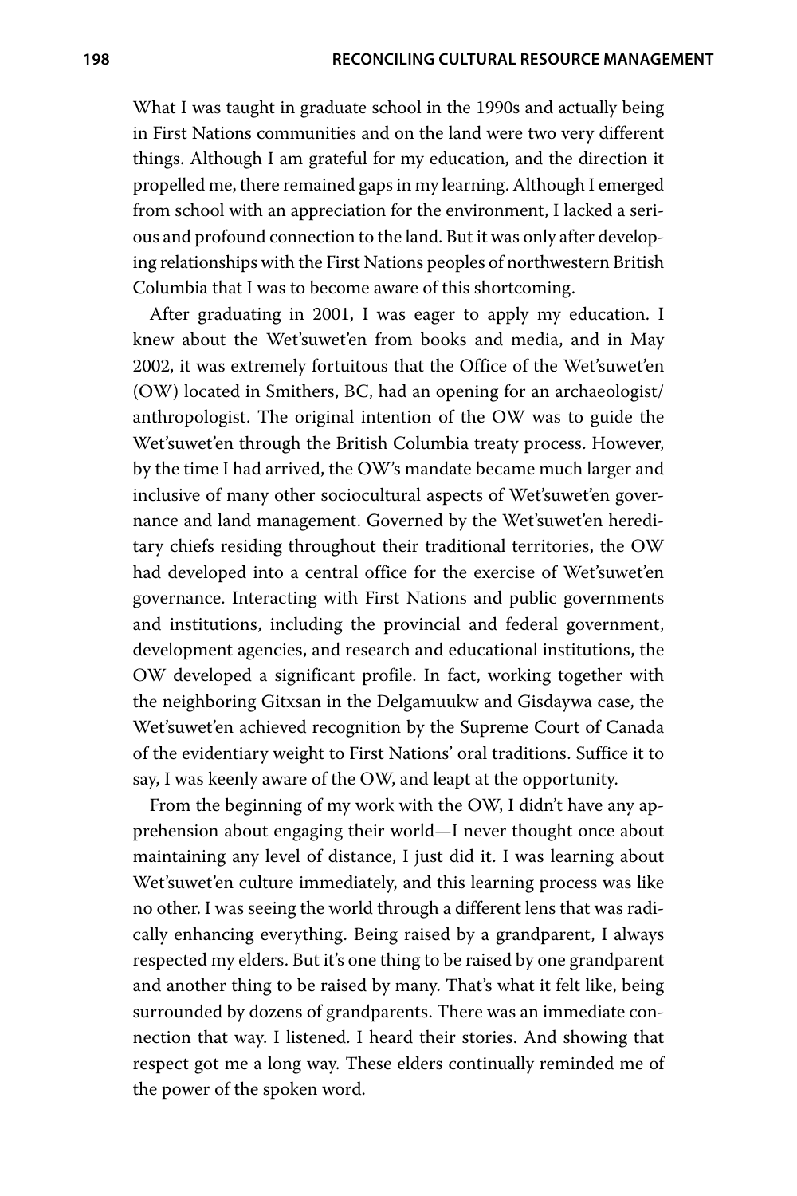What I was taught in graduate school in the 1990s and actually being in First Nations communities and on the land were two very different things. Although I am grateful for my education, and the direction it propelled me, there remained gaps in my learning. Although I emerged from school with an appreciation for the environment, I lacked a serious and profound connection to the land. But it was only after developing relationships with the First Nations peoples of northwestern British Columbia that I was to become aware of this shortcoming.

After graduating in 2001, I was eager to apply my education. I knew about the Wet'suwet'en from books and media, and in May 2002, it was extremely fortuitous that the Office of the Wet'suwet'en (OW) located in Smithers, BC, had an opening for an archaeologist/anthropologist. The original intention of the OW was to guide the Wet'suwet'en through the British Columbia treaty process. However, by the time I had arrived, the OW's mandate became much larger and inclusive of many other sociocultural aspects of Wet'suwet'en governance and land management. Governed by the Wet'suwet'en hereditary chiefs residing throughout their traditional territories, the OW had developed into a central office for the exercise of Wet'suwet'en governance. Interacting with First Nations and public governments and institutions, including the provincial and federal government, development agencies, and research and educational institutions, the OW developed a significant profile. In fact, working together with the neighboring Gitxsan in the Delgamuukw and Gisdaywa case, the Wet'suwet'en achieved recognition by the Supreme Court of Canada of the evidentiary weight to First Nations' oral traditions. Suffice it to say, I was keenly aware of the OW, and leapt at the opportunity.

From the beginning of my work with the OW, I didn't have any apprehension about engaging their world—I never thought once about maintaining any level of distance, I just did it. I was learning about Wet'suwet'en culture immediately, and this learning process was like no other. I was seeing the world through a different lens that was radically enhancing everything. Being raised by a grandparent, I always respected my elders. But it's one thing to be raised by one grandparent and another thing to be raised by many. That's what it felt like, being surrounded by dozens of grandparents. There was an immediate connection that way. I listened. I heard their stories. And showing that respect got me a long way. These elders continually reminded me of the power of the spoken word.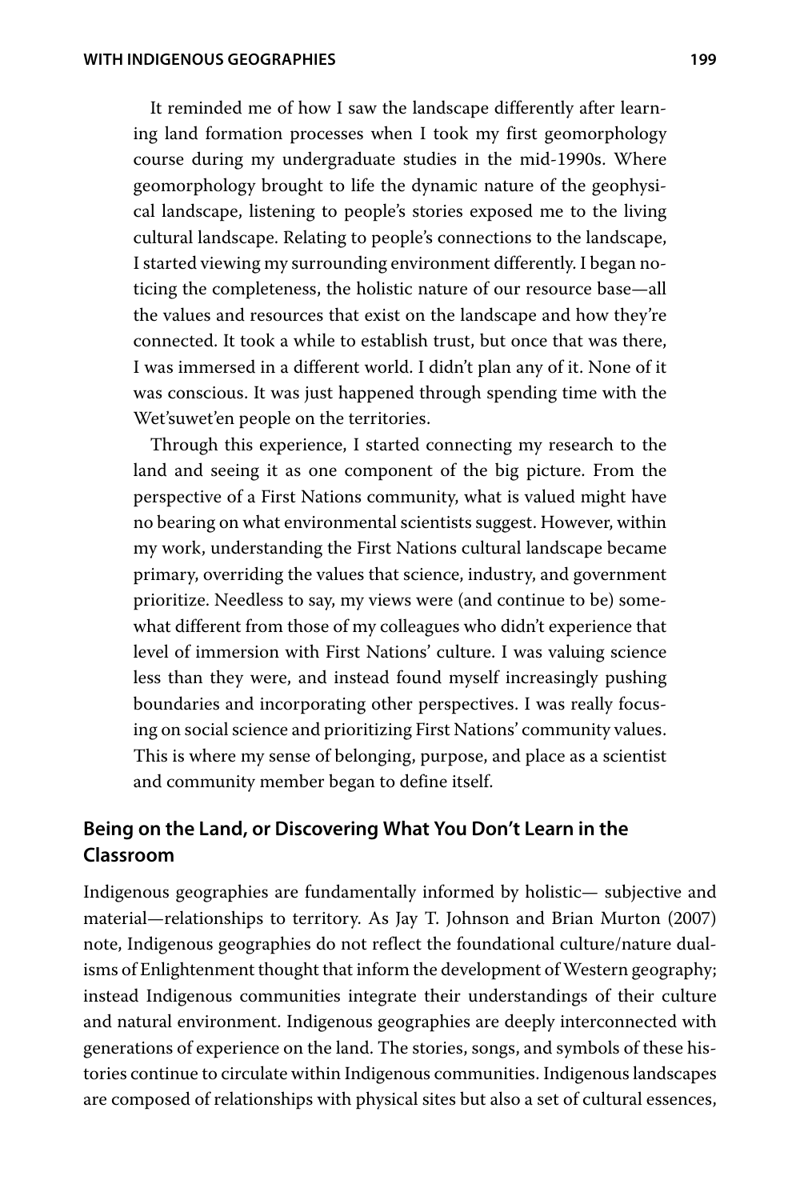It reminded me of how I saw the landscape differently after learning land formation processes when I took my first geomorphology course during my undergraduate studies in the mid-1990s. Where geomorphology brought to life the dynamic nature of the geophysical landscape, listening to people's stories exposed me to the living cultural landscape. Relating to people's connections to the landscape, I started viewing my surrounding environment differently. I began noticing the completeness, the holistic nature of our resource base—all the values and resources that exist on the landscape and how they're connected. It took a while to establish trust, but once that was there, I was immersed in a different world. I didn't plan any of it. None of it was conscious. It was just happened through spending time with the Wet'suwet'en people on the territories.

Through this experience, I started connecting my research to the land and seeing it as one component of the big picture. From the perspective of a First Nations community, what is valued might have no bearing on what environmental scientists suggest. However, within my work, understanding the First Nations cultural landscape became primary, overriding the values that science, industry, and government prioritize. Needless to say, my views were (and continue to be) somewhat different from those of my colleagues who didn't experience that level of immersion with First Nations' culture. I was valuing science less than they were, and instead found myself increasingly pushing boundaries and incorporating other perspectives. I was really focusing on social science and prioritizing First Nations' community values. This is where my sense of belonging, purpose, and place as a scientist and community member began to define itself.

## Being on the Land, or Discovering What You Don't Learn in the Classroom

Indigenous geographies are fundamentally informed by holistic— subjective and material—relationships to territory. As Jay T. Johnson and Brian Murton (2007) note, Indigenous geographies do not reflect the foundational culture/nature dualisms of Enlightenment thought that inform the development of Western geography; instead Indigenous communities integrate their understandings of their culture and natural environment. Indigenous geographies are deeply interconnected with generations of experience on the land. The stories, songs, and symbols of these histories continue to circulate within Indigenous communities. Indigenous landscapes are composed of relationships with physical sites but also a set of cultural essences,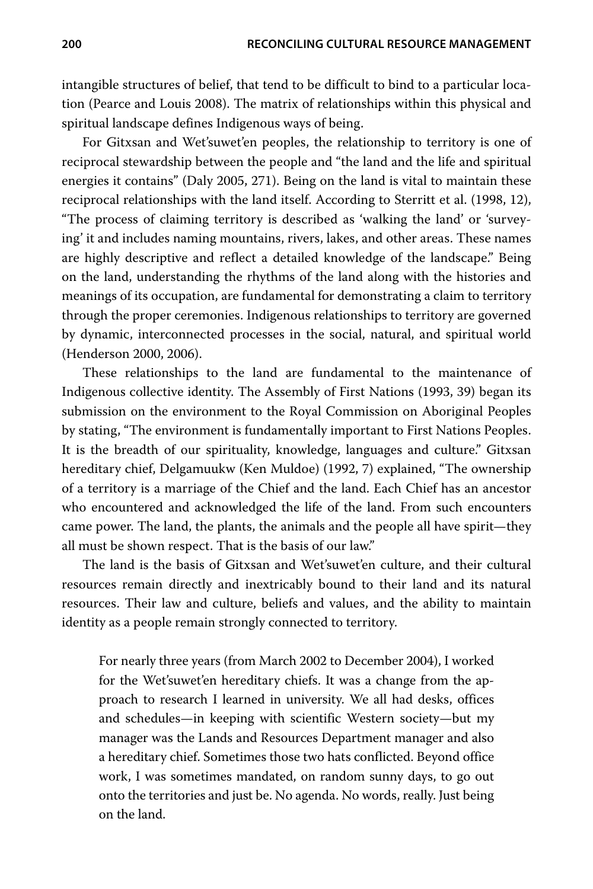intangible structures of belief, that tend to be difficult to bind to a particular location (Pearce and Louis 2008). The matrix of relationships within this physical and spiritual landscape defines Indigenous ways of being.

For Gitxsan and Wet'suwet'en peoples, the relationship to territory is one of reciprocal stewardship between the people and "the land and the life and spiritual energies it contains" (Daly 2005, 271). Being on the land is vital to maintain these reciprocal relationships with the land itself. According to Sterritt et al. (1998, 12), "The process of claiming territory is described as 'walking the land' or 'surveying' it and includes naming mountains, rivers, lakes, and other areas. These names are highly descriptive and reflect a detailed knowledge of the landscape." Being on the land, understanding the rhythms of the land along with the histories and meanings of its occupation, are fundamental for demonstrating a claim to territory through the proper ceremonies. Indigenous relationships to territory are governed by dynamic, interconnected processes in the social, natural, and spiritual world (Henderson 2000, 2006).

These relationships to the land are fundamental to the maintenance of Indigenous collective identity. The Assembly of First Nations (1993, 39) began its submission on the environment to the Royal Commission on Aboriginal Peoples by stating, "The environment is fundamentally important to First Nations Peoples. It is the breadth of our spirituality, knowledge, languages and culture." Gitxsan hereditary chief, Delgamuukw (Ken Muldoe) (1992, 7) explained, "The ownership of a territory is a marriage of the Chief and the land. Each Chief has an ancestor who encountered and acknowledged the life of the land. From such encounters came power. The land, the plants, the animals and the people all have spirit—they all must be shown respect. That is the basis of our law."

The land is the basis of Gitxsan and Wet'suwet'en culture, and their cultural resources remain directly and inextricably bound to their land and its natural resources. Their law and culture, beliefs and values, and the ability to maintain identity as a people remain strongly connected to territory.

> For nearly three years (from March 2002 to December 2004), I worked for the Wet'suwet'en hereditary chiefs. It was a change from the approach to research I learned in university. We all had desks, offices and schedules—in keeping with scientific Western society—but my manager was the Lands and Resources Department manager and also a hereditary chief. Sometimes those two hats conflicted. Beyond office work, I was sometimes mandated, on random sunny days, to go out onto the territories and just be. No agenda. No words, really. Just being on the land.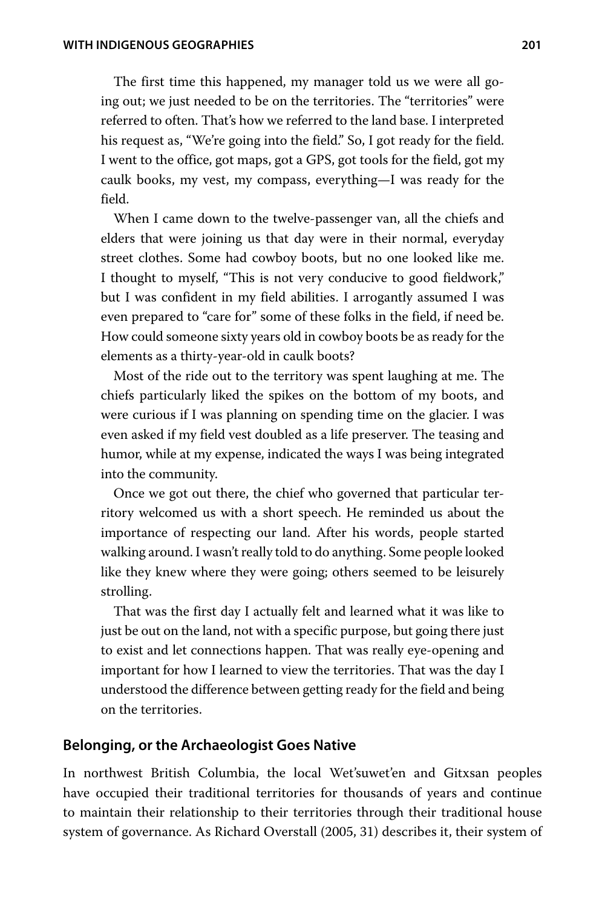The first time this happened, my manager told us we were all going out; we just needed to be on the territories. The "territories" were referred to often. That's how we referred to the land base. I interpreted his request as, "We're going into the field." So, I got ready for the field. I went to the office, got maps, got a GPS, got tools for the field, got my caulk books, my vest, my compass, everything—I was ready for the field.

When I came down to the twelve-passenger van, all the chiefs and elders that were joining us that day were in their normal, everyday street clothes. Some had cowboy boots, but no one looked like me. I thought to myself, "This is not very conducive to good fieldwork," but I was confident in my field abilities. I arrogantly assumed I was even prepared to "care for" some of these folks in the field, if need be. How could someone sixty years old in cowboy boots be as ready for the elements as a thirty-year-old in caulk boots?

Most of the ride out to the territory was spent laughing at me. The chiefs particularly liked the spikes on the bottom of my boots, and were curious if I was planning on spending time on the glacier. I was even asked if my field vest doubled as a life preserver. The teasing and humor, while at my expense, indicated the ways I was being integrated into the community.

Once we got out there, the chief who governed that particular territory welcomed us with a short speech. He reminded us about the importance of respecting our land. After his words, people started walking around. I wasn't really told to do anything. Some people looked like they knew where they were going; others seemed to be leisurely strolling.

That was the first day I actually felt and learned what it was like to just be out on the land, not with a specific purpose, but going there just to exist and let connections happen. That was really eye-opening and important for how I learned to view the territories. That was the day I understood the difference between getting ready for the field and being on the territories.

## Belonging, or the Archaeologist Goes Native

In northwest British Columbia, the local Wet'suwet'en and Gitxsan peoples have occupied their traditional territories for thousands of years and continue to maintain their relationship to their territories through their traditional house system of governance. As Richard Overstall (2005, 31) describes it, their system of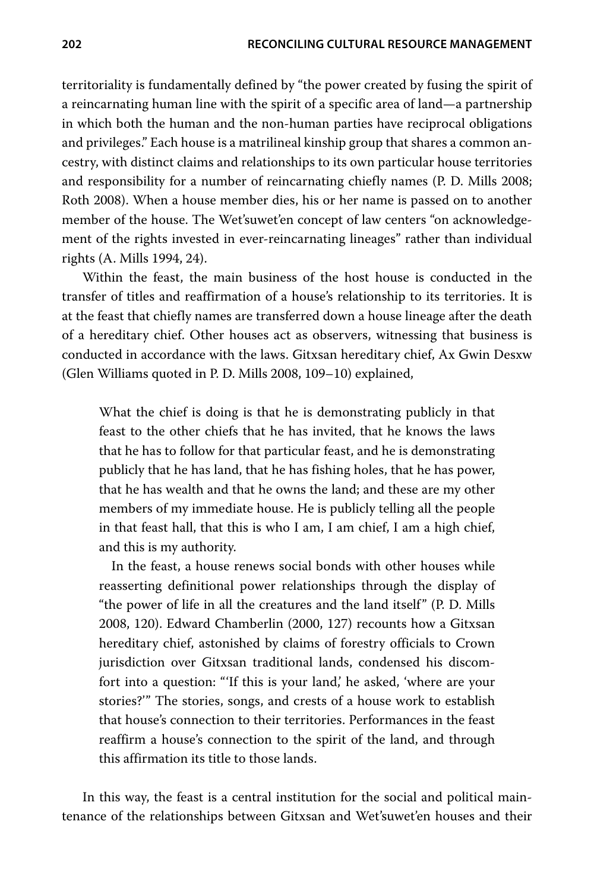territoriality is fundamentally defined by "the power created by fusing the spirit of a reincarnating human line with the spirit of a specific area of land—a partnership in which both the human and the non-human parties have reciprocal obligations and privileges." Each house is a matrilineal kinship group that shares a common ancestry, with distinct claims and relationships to its own particular house territories and responsibility for a number of reincarnating chiefly names (P. D. Mills 2008; Roth 2008). When a house member dies, his or her name is passed on to another member of the house. The Wet'suwet'en concept of law centers "on acknowledgement of the rights invested in ever-reincarnating lineages" rather than individual rights (A. Mills 1994, 24).

Within the feast, the main business of the host house is conducted in the transfer of titles and reaffirmation of a house's relationship to its territories. It is at the feast that chiefly names are transferred down a house lineage after the death of a hereditary chief. Other houses act as observers, witnessing that business is conducted in accordance with the laws. Gitxsan hereditary chief, Ax Gwin Desxw (Glen Williams quoted in P. D. Mills 2008, 109–10) explained,

> What the chief is doing is that he is demonstrating publicly in that feast to the other chiefs that he has invited, that he knows the laws that he has to follow for that particular feast, and he is demonstrating publicly that he has land, that he has fishing holes, that he has power, that he has wealth and that he owns the land; and these are my other members of my immediate house. He is publicly telling all the people in that feast hall, that this is who I am, I am chief, I am a high chief, and this is my authority.
>
> In the feast, a house renews social bonds with other houses while reasserting definitional power relationships through the display of "the power of life in all the creatures and the land itself" (P. D. Mills 2008, 120). Edward Chamberlin (2000, 127) recounts how a Gitxsan hereditary chief, astonished by claims of forestry officials to Crown jurisdiction over Gitxsan traditional lands, condensed his discomfort into a question: "'If this is your land,' he asked, 'where are your stories?'" The stories, songs, and crests of a house work to establish that house's connection to their territories. Performances in the feast reaffirm a house's connection to the spirit of the land, and through this affirmation its title to those lands.

In this way, the feast is a central institution for the social and political maintenance of the relationships between Gitxsan and Wet'suwet'en houses and their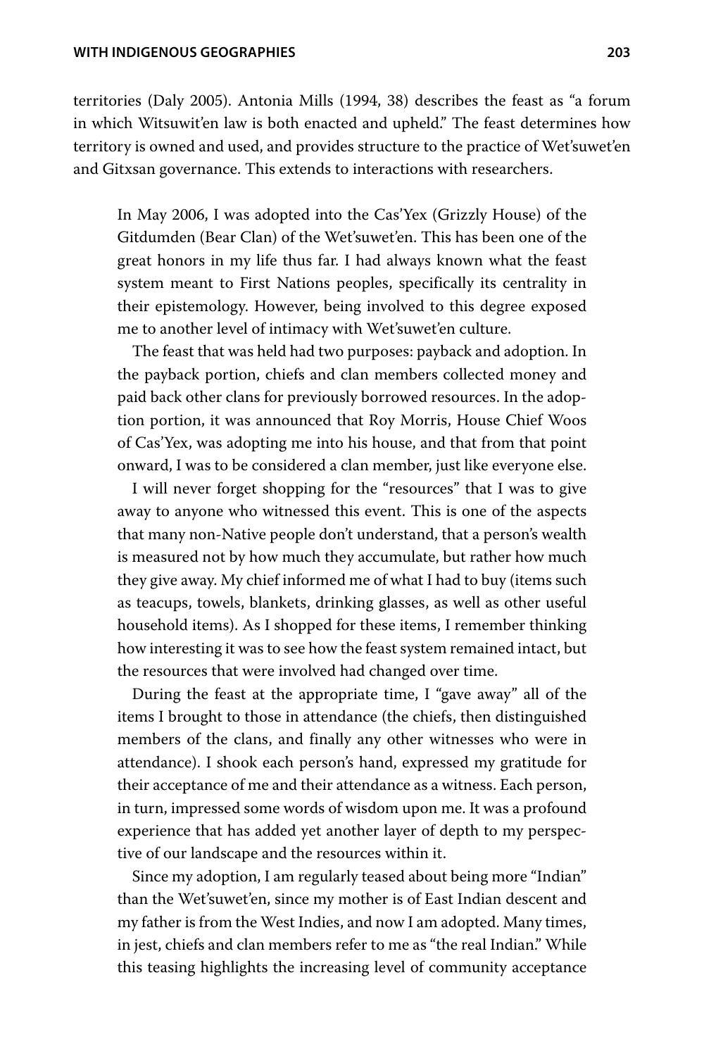territories (Daly 2005). Antonia Mills (1994, 38) describes the feast as "a forum in which Witsuwit'en law is both enacted and upheld." The feast determines how territory is owned and used, and provides structure to the practice of Wet'suwet'en and Gitxsan governance. This extends to interactions with researchers.

> In May 2006, I was adopted into the Cas'Yex (Grizzly House) of the Gitdumden (Bear Clan) of the Wet'suwet'en. This has been one of the great honors in my life thus far. I had always known what the feast system meant to First Nations peoples, specifically its centrality in their epistemology. However, being involved to this degree exposed me to another level of intimacy with Wet'suwet'en culture.
>
> The feast that was held had two purposes: payback and adoption. In the payback portion, chiefs and clan members collected money and paid back other clans for previously borrowed resources. In the adoption portion, it was announced that Roy Morris, House Chief Woos of Cas'Yex, was adopting me into his house, and that from that point onward, I was to be considered a clan member, just like everyone else.
>
> I will never forget shopping for the "resources" that I was to give away to anyone who witnessed this event. This is one of the aspects that many non-Native people don't understand, that a person's wealth is measured not by how much they accumulate, but rather how much they give away. My chief informed me of what I had to buy (items such as teacups, towels, blankets, drinking glasses, as well as other useful household items). As I shopped for these items, I remember thinking how interesting it was to see how the feast system remained intact, but the resources that were involved had changed over time.
>
> During the feast at the appropriate time, I "gave away" all of the items I brought to those in attendance (the chiefs, then distinguished members of the clans, and finally any other witnesses who were in attendance). I shook each person's hand, expressed my gratitude for their acceptance of me and their attendance as a witness. Each person, in turn, impressed some words of wisdom upon me. It was a profound experience that has added yet another layer of depth to my perspective of our landscape and the resources within it.
>
> Since my adoption, I am regularly teased about being more "Indian" than the Wet'suwet'en, since my mother is of East Indian descent and my father is from the West Indies, and now I am adopted. Many times, in jest, chiefs and clan members refer to me as "the real Indian." While this teasing highlights the increasing level of community acceptance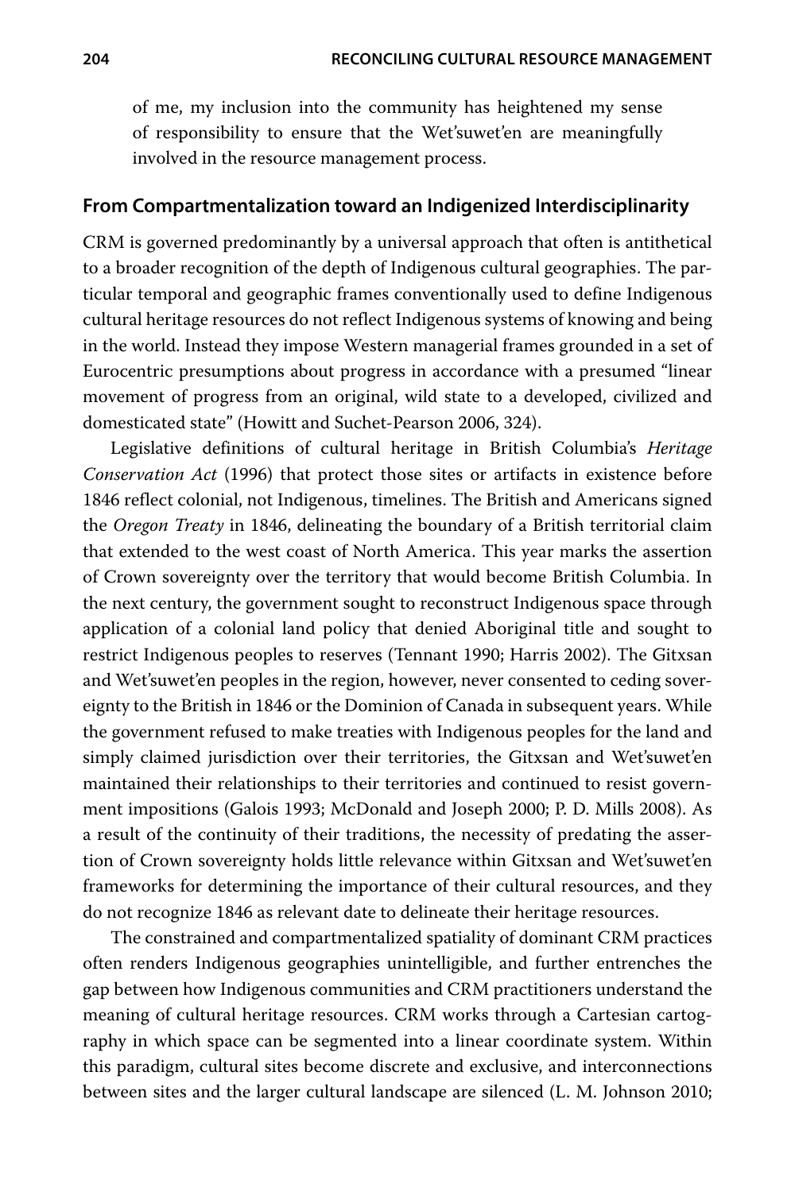of me, my inclusion into the community has heightened my sense of responsibility to ensure that the Wet'suwet'en are meaningfully involved in the resource management process.

## From Compartmentalization toward an Indigenized Interdisciplinarity

CRM is governed predominantly by a universal approach that often is antithetical to a broader recognition of the depth of Indigenous cultural geographies. The particular temporal and geographic frames conventionally used to define Indigenous cultural heritage resources do not reflect Indigenous systems of knowing and being in the world. Instead they impose Western managerial frames grounded in a set of Eurocentric presumptions about progress in accordance with a presumed "linear movement of progress from an original, wild state to a developed, civilized and domesticated state" (Howitt and Suchet-Pearson 2006, 324).

Legislative definitions of cultural heritage in British Columbia's *Heritage Conservation Act* (1996) that protect those sites or artifacts in existence before 1846 reflect colonial, not Indigenous, timelines. The British and Americans signed the *Oregon Treaty* in 1846, delineating the boundary of a British territorial claim that extended to the west coast of North America. This year marks the assertion of Crown sovereignty over the territory that would become British Columbia. In the next century, the government sought to reconstruct Indigenous space through application of a colonial land policy that denied Aboriginal title and sought to restrict Indigenous peoples to reserves (Tennant 1990; Harris 2002). The Gitxsan and Wet'suwet'en peoples in the region, however, never consented to ceding sovereignty to the British in 1846 or the Dominion of Canada in subsequent years. While the government refused to make treaties with Indigenous peoples for the land and simply claimed jurisdiction over their territories, the Gitxsan and Wet'suwet'en maintained their relationships to their territories and continued to resist government impositions (Galois 1993; McDonald and Joseph 2000; P. D. Mills 2008). As a result of the continuity of their traditions, the necessity of predating the assertion of Crown sovereignty holds little relevance within Gitxsan and Wet'suwet'en frameworks for determining the importance of their cultural resources, and they do not recognize 1846 as relevant date to delineate their heritage resources.

The constrained and compartmentalized spatiality of dominant CRM practices often renders Indigenous geographies unintelligible, and further entrenches the gap between how Indigenous communities and CRM practitioners understand the meaning of cultural heritage resources. CRM works through a Cartesian cartography in which space can be segmented into a linear coordinate system. Within this paradigm, cultural sites become discrete and exclusive, and interconnections between sites and the larger cultural landscape are silenced (L. M. Johnson 2010;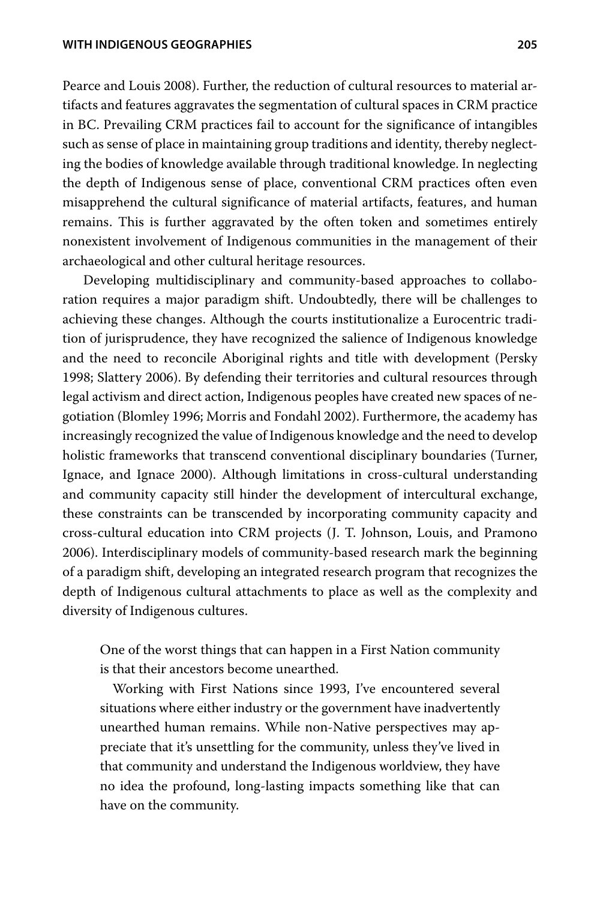Pearce and Louis 2008). Further, the reduction of cultural resources to material artifacts and features aggravates the segmentation of cultural spaces in CRM practice in BC. Prevailing CRM practices fail to account for the significance of intangibles such as sense of place in maintaining group traditions and identity, thereby neglecting the bodies of knowledge available through traditional knowledge. In neglecting the depth of Indigenous sense of place, conventional CRM practices often even misapprehend the cultural significance of material artifacts, features, and human remains. This is further aggravated by the often token and sometimes entirely nonexistent involvement of Indigenous communities in the management of their archaeological and other cultural heritage resources.

Developing multidisciplinary and community-based approaches to collaboration requires a major paradigm shift. Undoubtedly, there will be challenges to achieving these changes. Although the courts institutionalize a Eurocentric tradition of jurisprudence, they have recognized the salience of Indigenous knowledge and the need to reconcile Aboriginal rights and title with development (Persky 1998; Slattery 2006). By defending their territories and cultural resources through legal activism and direct action, Indigenous peoples have created new spaces of negotiation (Blomley 1996; Morris and Fondahl 2002). Furthermore, the academy has increasingly recognized the value of Indigenous knowledge and the need to develop holistic frameworks that transcend conventional disciplinary boundaries (Turner, Ignace, and Ignace 2000). Although limitations in cross-cultural understanding and community capacity still hinder the development of intercultural exchange, these constraints can be transcended by incorporating community capacity and cross-cultural education into CRM projects (J. T. Johnson, Louis, and Pramono 2006). Interdisciplinary models of community-based research mark the beginning of a paradigm shift, developing an integrated research program that recognizes the depth of Indigenous cultural attachments to place as well as the complexity and diversity of Indigenous cultures.

> One of the worst things that can happen in a First Nation community is that their ancestors become unearthed.
>
> Working with First Nations since 1993, I've encountered several situations where either industry or the government have inadvertently unearthed human remains. While non-Native perspectives may appreciate that it's unsettling for the community, unless they've lived in that community and understand the Indigenous worldview, they have no idea the profound, long-lasting impacts something like that can have on the community.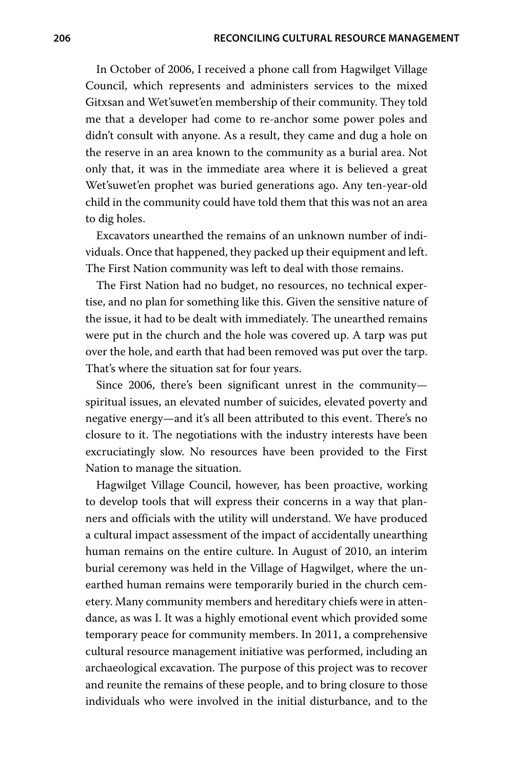In October of 2006, I received a phone call from Hagwilget Village Council, which represents and administers services to the mixed Gitxsan and Wet'suwet'en membership of their community. They told me that a developer had come to re-anchor some power poles and didn't consult with anyone. As a result, they came and dug a hole on the reserve in an area known to the community as a burial area. Not only that, it was in the immediate area where it is believed a great Wet'suwet'en prophet was buried generations ago. Any ten-year-old child in the community could have told them that this was not an area to dig holes.

Excavators unearthed the remains of an unknown number of individuals. Once that happened, they packed up their equipment and left. The First Nation community was left to deal with those remains.

The First Nation had no budget, no resources, no technical expertise, and no plan for something like this. Given the sensitive nature of the issue, it had to be dealt with immediately. The unearthed remains were put in the church and the hole was covered up. A tarp was put over the hole, and earth that had been removed was put over the tarp. That's where the situation sat for four years.

Since 2006, there's been significant unrest in the community—spiritual issues, an elevated number of suicides, elevated poverty and negative energy—and it's all been attributed to this event. There's no closure to it. The negotiations with the industry interests have been excruciatingly slow. No resources have been provided to the First Nation to manage the situation.

Hagwilget Village Council, however, has been proactive, working to develop tools that will express their concerns in a way that planners and officials with the utility will understand. We have produced a cultural impact assessment of the impact of accidentally unearthing human remains on the entire culture. In August of 2010, an interim burial ceremony was held in the Village of Hagwilget, where the unearthed human remains were temporarily buried in the church cemetery. Many community members and hereditary chiefs were in attendance, as was I. It was a highly emotional event which provided some temporary peace for community members. In 2011, a comprehensive cultural resource management initiative was performed, including an archaeological excavation. The purpose of this project was to recover and reunite the remains of these people, and to bring closure to those individuals who were involved in the initial disturbance, and to the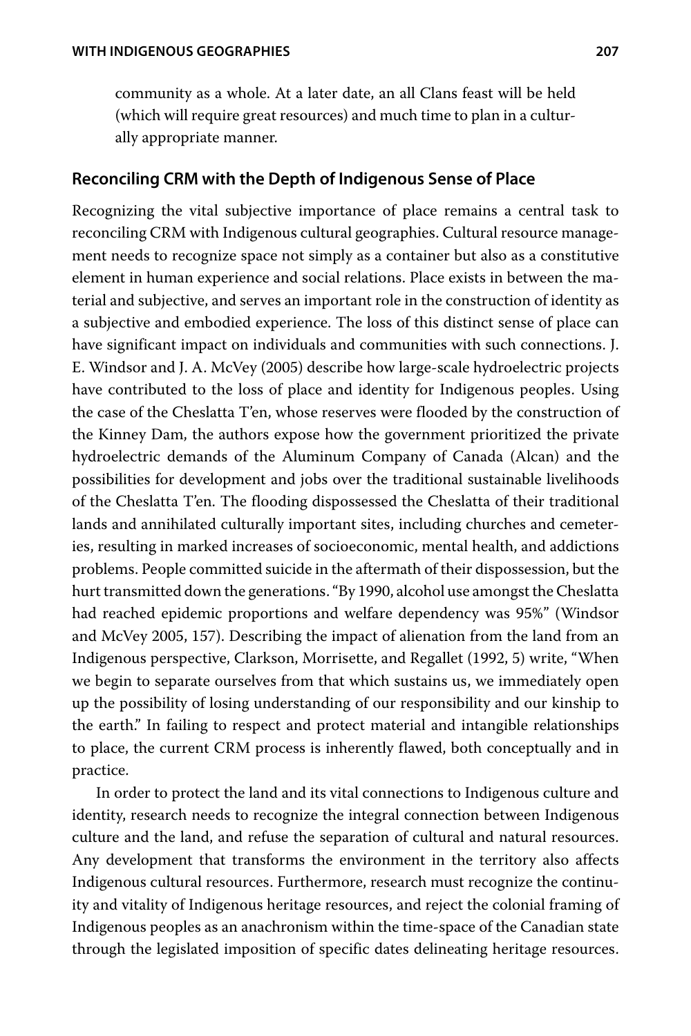community as a whole. At a later date, an all Clans feast will be held (which will require great resources) and much time to plan in a culturally appropriate manner.

## Reconciling CRM with the Depth of Indigenous Sense of Place

Recognizing the vital subjective importance of place remains a central task to reconciling CRM with Indigenous cultural geographies. Cultural resource management needs to recognize space not simply as a container but also as a constitutive element in human experience and social relations. Place exists in between the material and subjective, and serves an important role in the construction of identity as a subjective and embodied experience. The loss of this distinct sense of place can have significant impact on individuals and communities with such connections. J. E. Windsor and J. A. McVey (2005) describe how large-scale hydroelectric projects have contributed to the loss of place and identity for Indigenous peoples. Using the case of the Cheslatta T'en, whose reserves were flooded by the construction of the Kinney Dam, the authors expose how the government prioritized the private hydroelectric demands of the Aluminum Company of Canada (Alcan) and the possibilities for development and jobs over the traditional sustainable livelihoods of the Cheslatta T'en. The flooding dispossessed the Cheslatta of their traditional lands and annihilated culturally important sites, including churches and cemeteries, resulting in marked increases of socioeconomic, mental health, and addictions problems. People committed suicide in the aftermath of their dispossession, but the hurt transmitted down the generations. "By 1990, alcohol use amongst the Cheslatta had reached epidemic proportions and welfare dependency was 95%" (Windsor and McVey 2005, 157). Describing the impact of alienation from the land from an Indigenous perspective, Clarkson, Morrisette, and Regallet (1992, 5) write, "When we begin to separate ourselves from that which sustains us, we immediately open up the possibility of losing understanding of our responsibility and our kinship to the earth." In failing to respect and protect material and intangible relationships to place, the current CRM process is inherently flawed, both conceptually and in practice.

In order to protect the land and its vital connections to Indigenous culture and identity, research needs to recognize the integral connection between Indigenous culture and the land, and refuse the separation of cultural and natural resources. Any development that transforms the environment in the territory also affects Indigenous cultural resources. Furthermore, research must recognize the continuity and vitality of Indigenous heritage resources, and reject the colonial framing of Indigenous peoples as an anachronism within the time-space of the Canadian state through the legislated imposition of specific dates delineating heritage resources.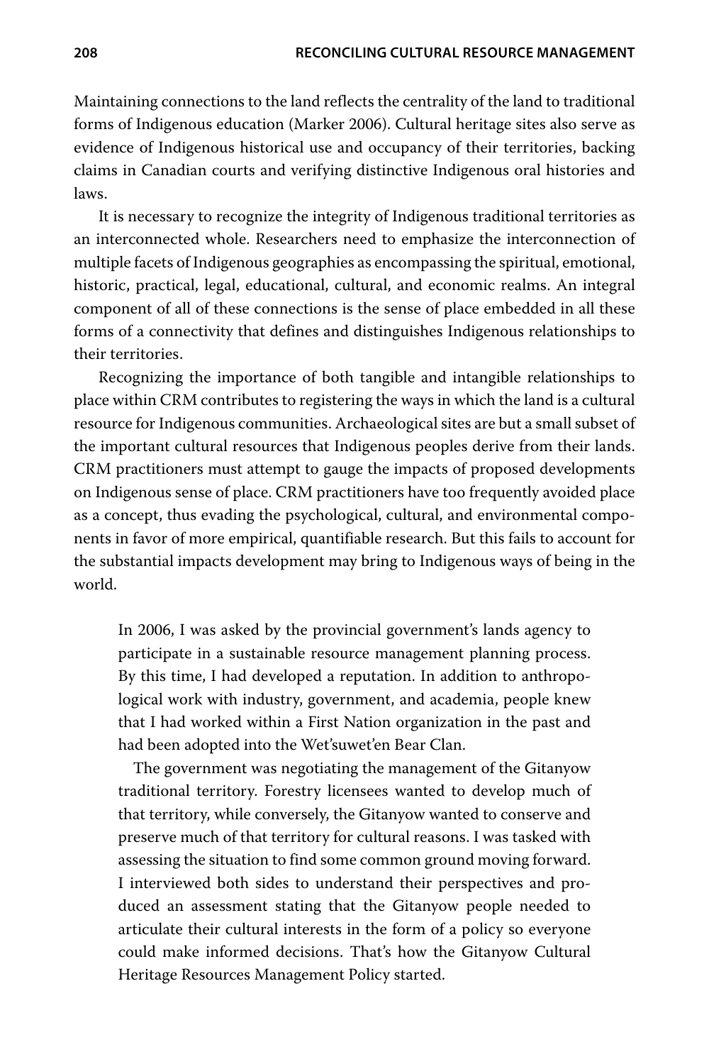Maintaining connections to the land reflects the centrality of the land to traditional forms of Indigenous education (Marker 2006). Cultural heritage sites also serve as evidence of Indigenous historical use and occupancy of their territories, backing claims in Canadian courts and verifying distinctive Indigenous oral histories and laws.

It is necessary to recognize the integrity of Indigenous traditional territories as an interconnected whole. Researchers need to emphasize the interconnection of multiple facets of Indigenous geographies as encompassing the spiritual, emotional, historic, practical, legal, educational, cultural, and economic realms. An integral component of all of these connections is the sense of place embedded in all these forms of a connectivity that defines and distinguishes Indigenous relationships to their territories.

Recognizing the importance of both tangible and intangible relationships to place within CRM contributes to registering the ways in which the land is a cultural resource for Indigenous communities. Archaeological sites are but a small subset of the important cultural resources that Indigenous peoples derive from their lands. CRM practitioners must attempt to gauge the impacts of proposed developments on Indigenous sense of place. CRM practitioners have too frequently avoided place as a concept, thus evading the psychological, cultural, and environmental components in favor of more empirical, quantifiable research. But this fails to account for the substantial impacts development may bring to Indigenous ways of being in the world.

> In 2006, I was asked by the provincial government's lands agency to participate in a sustainable resource management planning process. By this time, I had developed a reputation. In addition to anthropological work with industry, government, and academia, people knew that I had worked within a First Nation organization in the past and had been adopted into the Wet'suwet'en Bear Clan.
>
> The government was negotiating the management of the Gitanyow traditional territory. Forestry licensees wanted to develop much of that territory, while conversely, the Gitanyow wanted to conserve and preserve much of that territory for cultural reasons. I was tasked with assessing the situation to find some common ground moving forward. I interviewed both sides to understand their perspectives and produced an assessment stating that the Gitanyow people needed to articulate their cultural interests in the form of a policy so everyone could make informed decisions. That's how the Gitanyow Cultural Heritage Resources Management Policy started.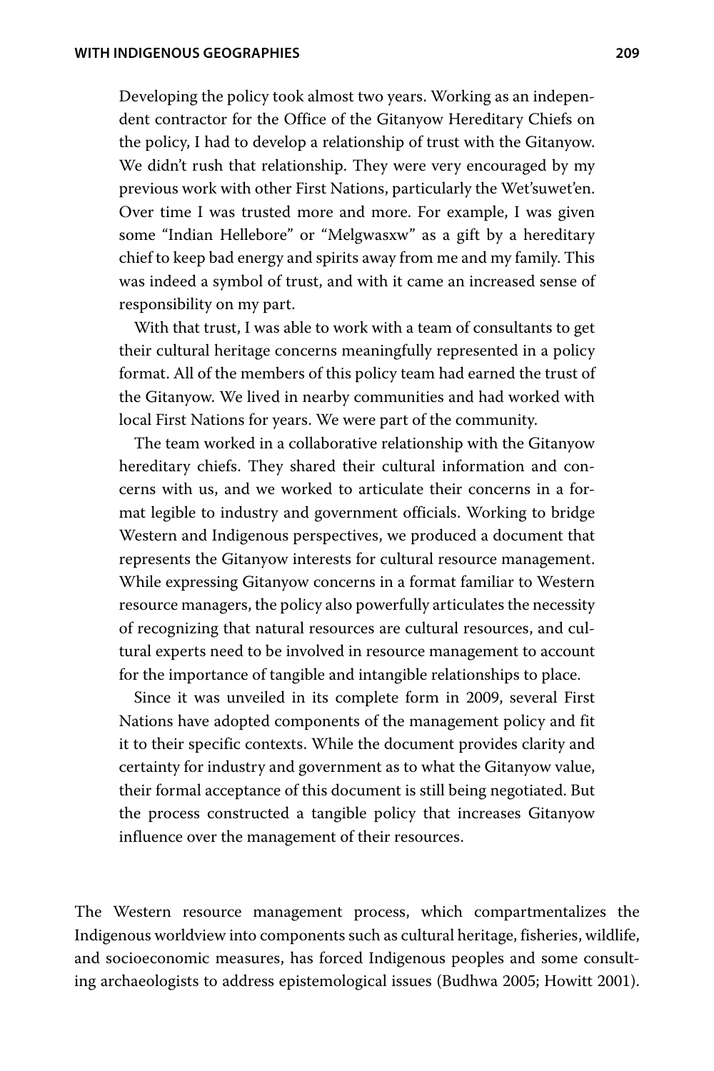> Developing the policy took almost two years. Working as an independent contractor for the Office of the Gitanyow Hereditary Chiefs on the policy, I had to develop a relationship of trust with the Gitanyow. We didn't rush that relationship. They were very encouraged by my previous work with other First Nations, particularly the Wet'suwet'en. Over time I was trusted more and more. For example, I was given some "Indian Hellebore" or "Melgwasxw" as a gift by a hereditary chief to keep bad energy and spirits away from me and my family. This was indeed a symbol of trust, and with it came an increased sense of responsibility on my part.
>
> With that trust, I was able to work with a team of consultants to get their cultural heritage concerns meaningfully represented in a policy format. All of the members of this policy team had earned the trust of the Gitanyow. We lived in nearby communities and had worked with local First Nations for years. We were part of the community.
>
> The team worked in a collaborative relationship with the Gitanyow hereditary chiefs. They shared their cultural information and concerns with us, and we worked to articulate their concerns in a format legible to industry and government officials. Working to bridge Western and Indigenous perspectives, we produced a document that represents the Gitanyow interests for cultural resource management. While expressing Gitanyow concerns in a format familiar to Western resource managers, the policy also powerfully articulates the necessity of recognizing that natural resources are cultural resources, and cultural experts need to be involved in resource management to account for the importance of tangible and intangible relationships to place.
>
> Since it was unveiled in its complete form in 2009, several First Nations have adopted components of the management policy and fit it to their specific contexts. While the document provides clarity and certainty for industry and government as to what the Gitanyow value, their formal acceptance of this document is still being negotiated. But the process constructed a tangible policy that increases Gitanyow influence over the management of their resources.

The Western resource management process, which compartmentalizes the Indigenous worldview into components such as cultural heritage, fisheries, wildlife, and socioeconomic measures, has forced Indigenous peoples and some consulting archaeologists to address epistemological issues (Budhwa 2005; Howitt 2001).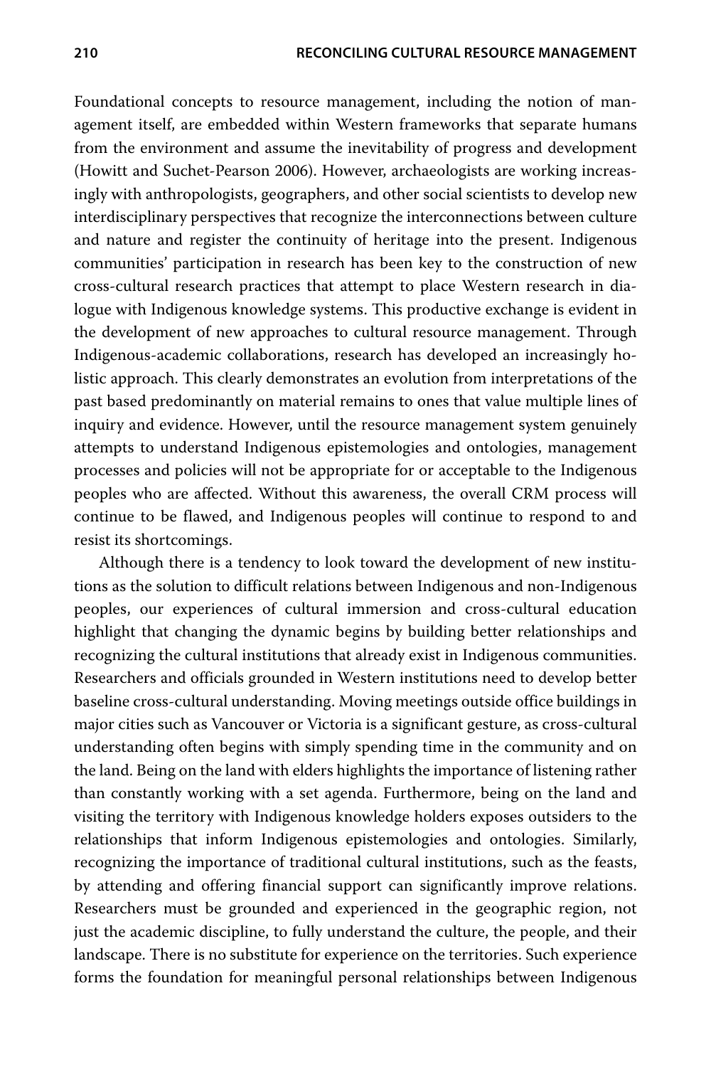Foundational concepts to resource management, including the notion of management itself, are embedded within Western frameworks that separate humans from the environment and assume the inevitability of progress and development (Howitt and Suchet-Pearson 2006). However, archaeologists are working increasingly with anthropologists, geographers, and other social scientists to develop new interdisciplinary perspectives that recognize the interconnections between culture and nature and register the continuity of heritage into the present. Indigenous communities' participation in research has been key to the construction of new cross-cultural research practices that attempt to place Western research in dialogue with Indigenous knowledge systems. This productive exchange is evident in the development of new approaches to cultural resource management. Through Indigenous-academic collaborations, research has developed an increasingly holistic approach. This clearly demonstrates an evolution from interpretations of the past based predominantly on material remains to ones that value multiple lines of inquiry and evidence. However, until the resource management system genuinely attempts to understand Indigenous epistemologies and ontologies, management processes and policies will not be appropriate for or acceptable to the Indigenous peoples who are affected. Without this awareness, the overall CRM process will continue to be flawed, and Indigenous peoples will continue to respond to and resist its shortcomings.

Although there is a tendency to look toward the development of new institutions as the solution to difficult relations between Indigenous and non-Indigenous peoples, our experiences of cultural immersion and cross-cultural education highlight that changing the dynamic begins by building better relationships and recognizing the cultural institutions that already exist in Indigenous communities. Researchers and officials grounded in Western institutions need to develop better baseline cross-cultural understanding. Moving meetings outside office buildings in major cities such as Vancouver or Victoria is a significant gesture, as cross-cultural understanding often begins with simply spending time in the community and on the land. Being on the land with elders highlights the importance of listening rather than constantly working with a set agenda. Furthermore, being on the land and visiting the territory with Indigenous knowledge holders exposes outsiders to the relationships that inform Indigenous epistemologies and ontologies. Similarly, recognizing the importance of traditional cultural institutions, such as the feasts, by attending and offering financial support can significantly improve relations. Researchers must be grounded and experienced in the geographic region, not just the academic discipline, to fully understand the culture, the people, and their landscape. There is no substitute for experience on the territories. Such experience forms the foundation for meaningful personal relationships between Indigenous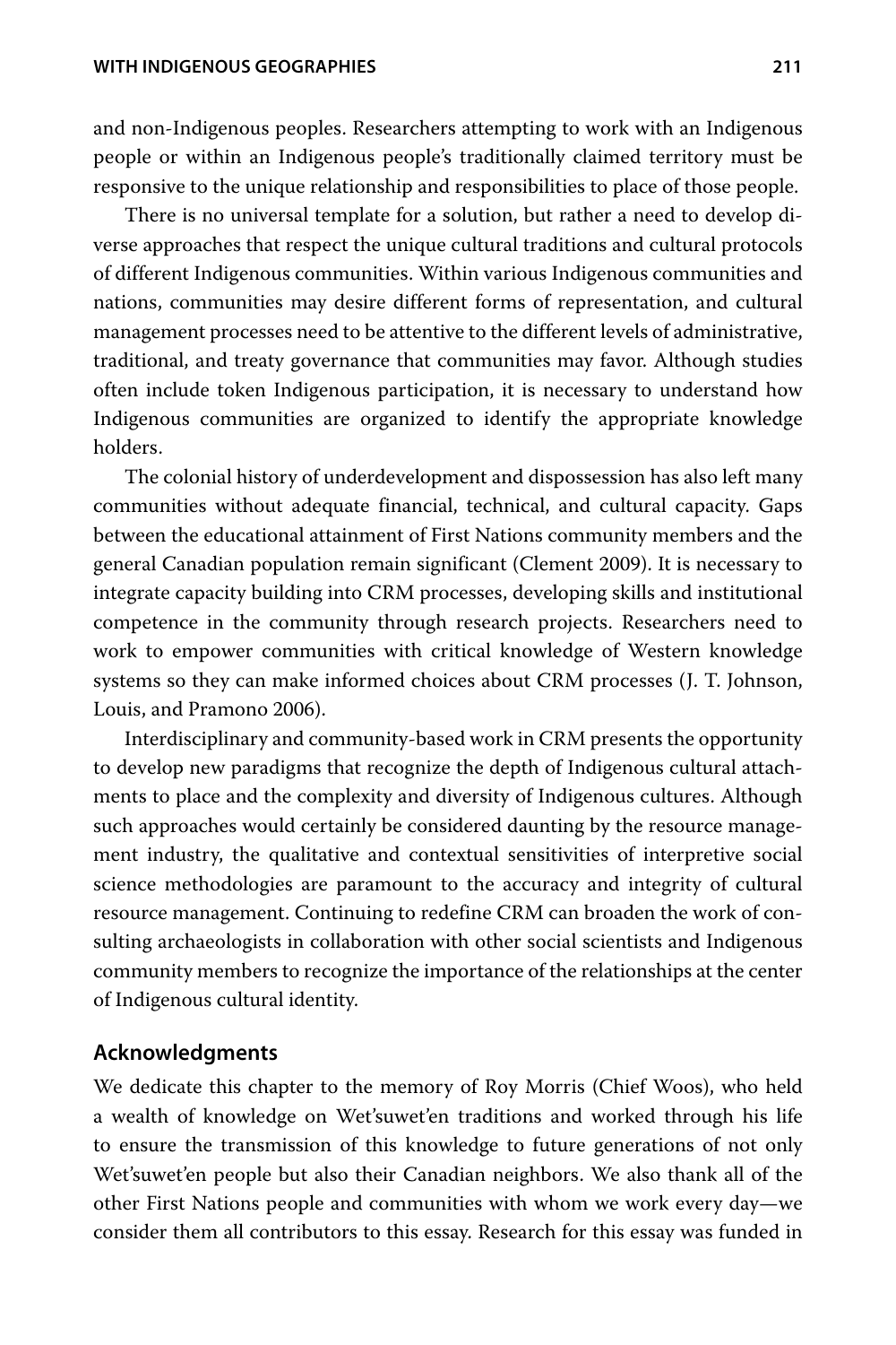and non-Indigenous peoples. Researchers attempting to work with an Indigenous people or within an Indigenous people's traditionally claimed territory must be responsive to the unique relationship and responsibilities to place of those people.

There is no universal template for a solution, but rather a need to develop diverse approaches that respect the unique cultural traditions and cultural protocols of different Indigenous communities. Within various Indigenous communities and nations, communities may desire different forms of representation, and cultural management processes need to be attentive to the different levels of administrative, traditional, and treaty governance that communities may favor. Although studies often include token Indigenous participation, it is necessary to understand how Indigenous communities are organized to identify the appropriate knowledge holders.

The colonial history of underdevelopment and dispossession has also left many communities without adequate financial, technical, and cultural capacity. Gaps between the educational attainment of First Nations community members and the general Canadian population remain significant (Clement 2009). It is necessary to integrate capacity building into CRM processes, developing skills and institutional competence in the community through research projects. Researchers need to work to empower communities with critical knowledge of Western knowledge systems so they can make informed choices about CRM processes (J. T. Johnson, Louis, and Pramono 2006).

Interdisciplinary and community-based work in CRM presents the opportunity to develop new paradigms that recognize the depth of Indigenous cultural attachments to place and the complexity and diversity of Indigenous cultures. Although such approaches would certainly be considered daunting by the resource management industry, the qualitative and contextual sensitivities of interpretive social science methodologies are paramount to the accuracy and integrity of cultural resource management. Continuing to redefine CRM can broaden the work of consulting archaeologists in collaboration with other social scientists and Indigenous community members to recognize the importance of the relationships at the center of Indigenous cultural identity.

## Acknowledgments

We dedicate this chapter to the memory of Roy Morris (Chief Woos), who held a wealth of knowledge on Wet'suwet'en traditions and worked through his life to ensure the transmission of this knowledge to future generations of not only Wet'suwet'en people but also their Canadian neighbors. We also thank all of the other First Nations people and communities with whom we work every day—we consider them all contributors to this essay. Research for this essay was funded in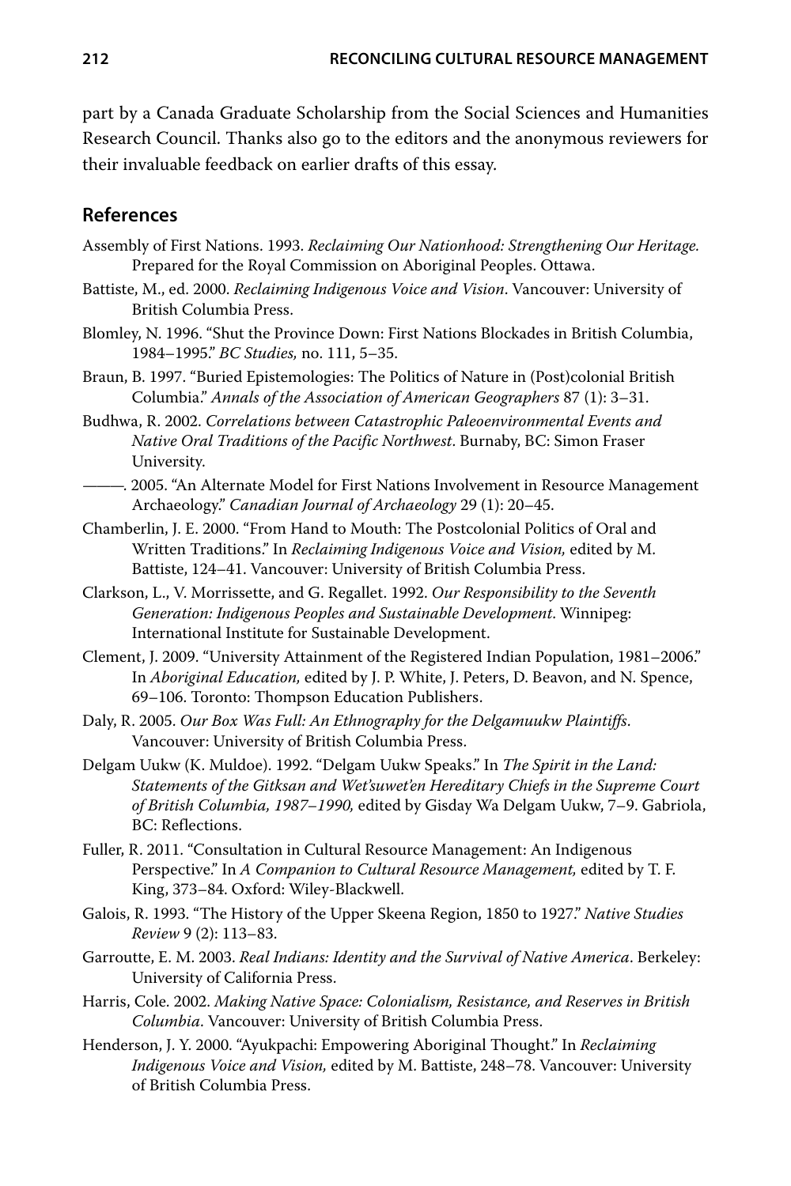part by a Canada Graduate Scholarship from the Social Sciences and Humanities Research Council. Thanks also go to the editors and the anonymous reviewers for their invaluable feedback on earlier drafts of this essay.

## References

Assembly of First Nations. 1993. *Reclaiming Our Nationhood: Strengthening Our Heritage.* Prepared for the Royal Commission on Aboriginal Peoples. Ottawa.

Battiste, M., ed. 2000. *Reclaiming Indigenous Voice and Vision*. Vancouver: University of British Columbia Press.

Blomley, N. 1996. "Shut the Province Down: First Nations Blockades in British Columbia, 1984–1995." *BC Studies,* no. 111, 5–35.

Braun, B. 1997. "Buried Epistemologies: The Politics of Nature in (Post)colonial British Columbia." *Annals of the Association of American Geographers* 87 (1): 3–31.

Budhwa, R. 2002. *Correlations between Catastrophic Paleoenvironmental Events and Native Oral Traditions of the Pacific Northwest*. Burnaby, BC: Simon Fraser University.

———. 2005. "An Alternate Model for First Nations Involvement in Resource Management Archaeology." *Canadian Journal of Archaeology* 29 (1): 20–45.

Chamberlin, J. E. 2000. "From Hand to Mouth: The Postcolonial Politics of Oral and Written Traditions." In *Reclaiming Indigenous Voice and Vision,* edited by M. Battiste, 124–41. Vancouver: University of British Columbia Press.

Clarkson, L., V. Morrissette, and G. Regallet. 1992. *Our Responsibility to the Seventh Generation: Indigenous Peoples and Sustainable Development.* Winnipeg: International Institute for Sustainable Development.

Clement, J. 2009. "University Attainment of the Registered Indian Population, 1981–2006." In *Aboriginal Education,* edited by J. P. White, J. Peters, D. Beavon, and N. Spence, 69–106. Toronto: Thompson Education Publishers.

Daly, R. 2005. *Our Box Was Full: An Ethnography for the Delgamuukw Plaintiffs.* Vancouver: University of British Columbia Press.

Delgam Uukw (K. Muldoe). 1992. "Delgam Uukw Speaks." In *The Spirit in the Land: Statements of the Gitksan and Wet'suwet'en Hereditary Chiefs in the Supreme Court of British Columbia, 1987–1990,* edited by Gisday Wa Delgam Uukw, 7–9. Gabriola, BC: Reflections.

Fuller, R. 2011. "Consultation in Cultural Resource Management: An Indigenous Perspective." In *A Companion to Cultural Resource Management,* edited by T. F. King, 373–84. Oxford: Wiley-Blackwell.

Galois, R. 1993. "The History of the Upper Skeena Region, 1850 to 1927." *Native Studies Review* 9 (2): 113–83.

Garroutte, E. M. 2003. *Real Indians: Identity and the Survival of Native America*. Berkeley: University of California Press.

Harris, Cole. 2002. *Making Native Space: Colonialism, Resistance, and Reserves in British Columbia*. Vancouver: University of British Columbia Press.

Henderson, J. Y. 2000. "Ayukpachi: Empowering Aboriginal Thought." In *Reclaiming Indigenous Voice and Vision,* edited by M. Battiste, 248–78. Vancouver: University of British Columbia Press.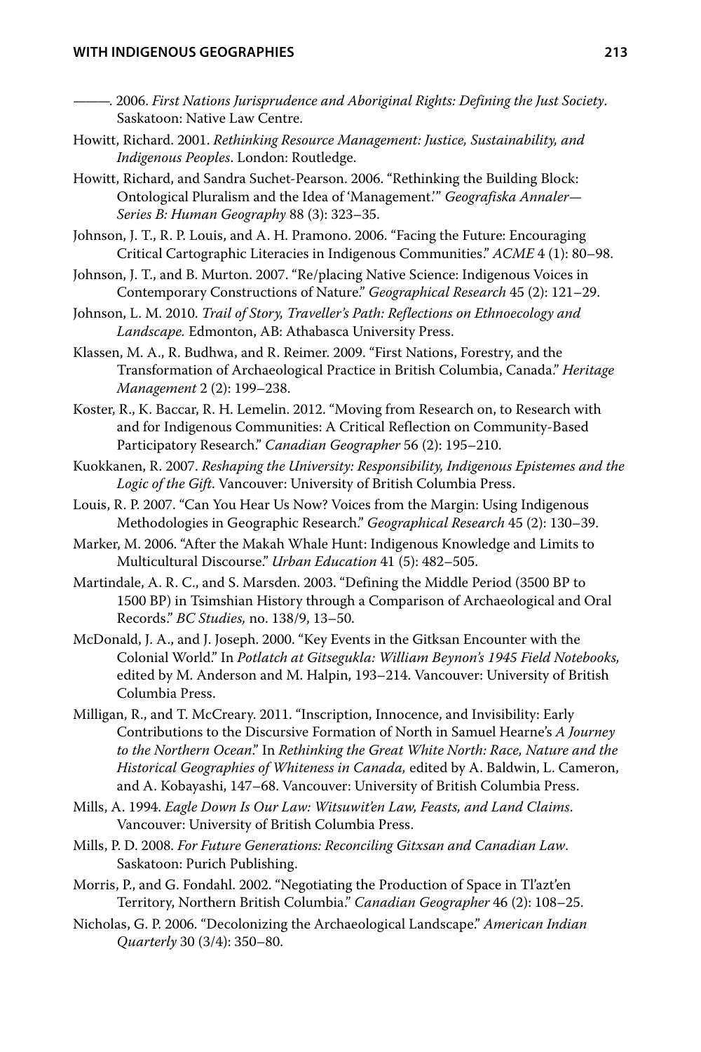———. 2006. *First Nations Jurisprudence and Aboriginal Rights: Defining the Just Society*. Saskatoon: Native Law Centre.

Howitt, Richard. 2001. *Rethinking Resource Management: Justice, Sustainability, and Indigenous Peoples*. London: Routledge.

Howitt, Richard, and Sandra Suchet-Pearson. 2006. "Rethinking the Building Block: Ontological Pluralism and the Idea of 'Management.'" *Geografiska Annaler—Series B: Human Geography* 88 (3): 323–35.

Johnson, J. T., R. P. Louis, and A. H. Pramono. 2006. "Facing the Future: Encouraging Critical Cartographic Literacies in Indigenous Communities." *ACME* 4 (1): 80–98.

Johnson, J. T., and B. Murton. 2007. "Re/placing Native Science: Indigenous Voices in Contemporary Constructions of Nature." *Geographical Research* 45 (2): 121–29.

Johnson, L. M. 2010. *Trail of Story, Traveller's Path: Reflections on Ethnoecology and Landscape.* Edmonton, AB: Athabasca University Press.

Klassen, M. A., R. Budhwa, and R. Reimer. 2009. "First Nations, Forestry, and the Transformation of Archaeological Practice in British Columbia, Canada." *Heritage Management* 2 (2): 199–238.

Koster, R., K. Baccar, R. H. Lemelin. 2012. "Moving from Research on, to Research with and for Indigenous Communities: A Critical Reflection on Community-Based Participatory Research." *Canadian Geographer* 56 (2): 195–210.

Kuokkanen, R. 2007. *Reshaping the University: Responsibility, Indigenous Epistemes and the Logic of the Gift*. Vancouver: University of British Columbia Press.

Louis, R. P. 2007. "Can You Hear Us Now? Voices from the Margin: Using Indigenous Methodologies in Geographic Research." *Geographical Research* 45 (2): 130–39.

Marker, M. 2006. "After the Makah Whale Hunt: Indigenous Knowledge and Limits to Multicultural Discourse." *Urban Education* 41 (5): 482–505.

Martindale, A. R. C., and S. Marsden. 2003. "Defining the Middle Period (3500 BP to 1500 BP) in Tsimshian History through a Comparison of Archaeological and Oral Records." *BC Studies,* no. 138/9, 13–50.

McDonald, J. A., and J. Joseph. 2000. "Key Events in the Gitksan Encounter with the Colonial World." In *Potlatch at Gitsegukla: William Beynon's 1945 Field Notebooks,* edited by M. Anderson and M. Halpin, 193–214. Vancouver: University of British Columbia Press.

Milligan, R., and T. McCreary. 2011. "Inscription, Innocence, and Invisibility: Early Contributions to the Discursive Formation of North in Samuel Hearne's *A Journey to the Northern Ocean*." In *Rethinking the Great White North: Race, Nature and the Historical Geographies of Whiteness in Canada,* edited by A. Baldwin, L. Cameron, and A. Kobayashi, 147–68. Vancouver: University of British Columbia Press.

Mills, A. 1994. *Eagle Down Is Our Law: Witsuwit'en Law, Feasts, and Land Claims*. Vancouver: University of British Columbia Press.

Mills, P. D. 2008. *For Future Generations: Reconciling Gitxsan and Canadian Law*. Saskatoon: Purich Publishing.

Morris, P., and G. Fondahl. 2002. "Negotiating the Production of Space in Tl'azt'en Territory, Northern British Columbia." *Canadian Geographer* 46 (2): 108–25.

Nicholas, G. P. 2006. "Decolonizing the Archaeological Landscape." *American Indian Quarterly* 30 (3/4): 350–80.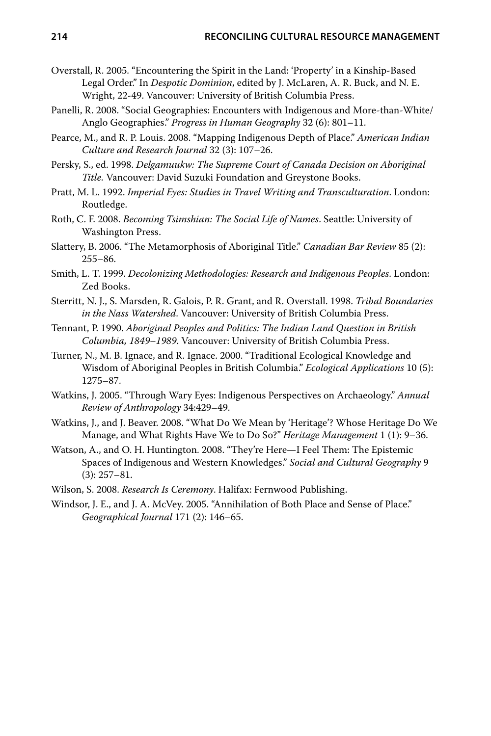Overstall, R. 2005. "Encountering the Spirit in the Land: 'Property' in a Kinship-Based Legal Order." In *Despotic Dominion*, edited by J. McLaren, A. R. Buck, and N. E. Wright, 22-49. Vancouver: University of British Columbia Press.

Panelli, R. 2008. "Social Geographies: Encounters with Indigenous and More-than-White/Anglo Geographies." *Progress in Human Geography* 32 (6): 801–11.

Pearce, M., and R. P. Louis. 2008. "Mapping Indigenous Depth of Place." *American Indian Culture and Research Journal* 32 (3): 107–26.

Persky, S., ed. 1998. *Delgamuukw: The Supreme Court of Canada Decision on Aboriginal Title.* Vancouver: David Suzuki Foundation and Greystone Books.

Pratt, M. L. 1992. *Imperial Eyes: Studies in Travel Writing and Transculturation*. London: Routledge.

Roth, C. F. 2008. *Becoming Tsimshian: The Social Life of Names*. Seattle: University of Washington Press.

Slattery, B. 2006. "The Metamorphosis of Aboriginal Title." *Canadian Bar Review* 85 (2): 255–86.

Smith, L. T. 1999. *Decolonizing Methodologies: Research and Indigenous Peoples*. London: Zed Books.

Sterritt, N. J., S. Marsden, R. Galois, P. R. Grant, and R. Overstall. 1998. *Tribal Boundaries in the Nass Watershed*. Vancouver: University of British Columbia Press.

Tennant, P. 1990. *Aboriginal Peoples and Politics: The Indian Land Question in British Columbia, 1849–1989*. Vancouver: University of British Columbia Press.

Turner, N., M. B. Ignace, and R. Ignace. 2000. "Traditional Ecological Knowledge and Wisdom of Aboriginal Peoples in British Columbia." *Ecological Applications* 10 (5): 1275–87.

Watkins, J. 2005. "Through Wary Eyes: Indigenous Perspectives on Archaeology." *Annual Review of Anthropology* 34:429–49.

Watkins, J., and J. Beaver. 2008. "What Do We Mean by 'Heritage'? Whose Heritage Do We Manage, and What Rights Have We to Do So?" *Heritage Management* 1 (1): 9–36.

Watson, A., and O. H. Huntington. 2008. "They're Here—I Feel Them: The Epistemic Spaces of Indigenous and Western Knowledges." *Social and Cultural Geography* 9 (3): 257–81.

Wilson, S. 2008. *Research Is Ceremony*. Halifax: Fernwood Publishing.

Windsor, J. E., and J. A. McVey. 2005. "Annihilation of Both Place and Sense of Place." *Geographical Journal* 171 (2): 146–65.